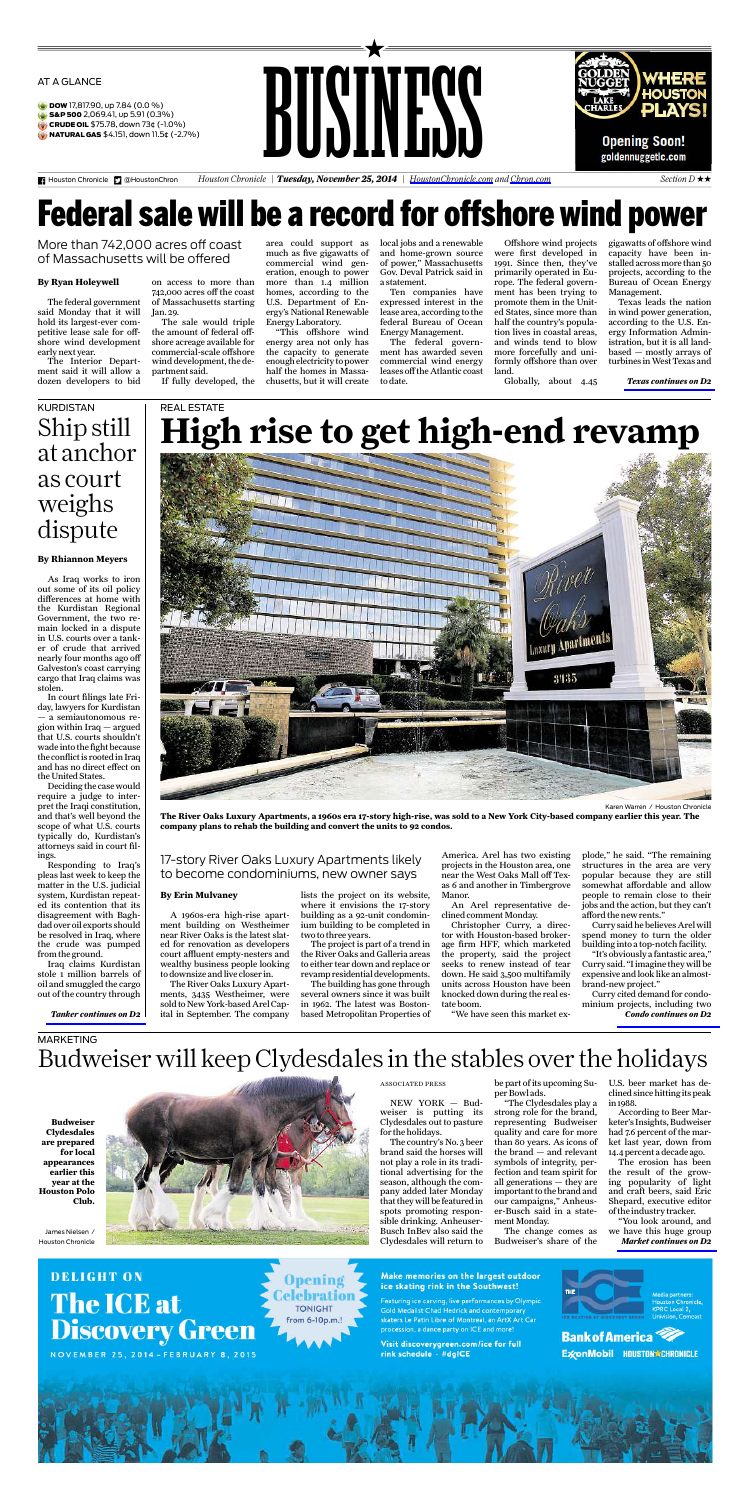AT A GLANCE

- **DOW** 17,817.90, up 7.84 (0.0 %)
- **S&P 500** 2,069.41, up 5.91 (0.3%)
- **CRUDE OIL** $75.78, down 73¢ (-1.0%)
- **NATURAL GAS** $4.151, down 11.5¢ (-2.7%)

# BUSINESS

Houston Chronicle | *Tuesday, November 25, 2014* | HoustonChronicle.com and Chron.com | Section D

# Federal sale will be a record for offshore wind power

More than 742,000 acres off coast of Massachusetts will be offered

**By Ryan Holeywell**

The federal government said Monday that it will hold its largest-ever competitive lease sale for offshore wind development early next year.

The Interior Department said it will allow a dozen developers to bid on access to more than 742,000 acres off the coast of Massachusetts starting Jan. 29.

The sale would triple the amount of federal offshore acreage available for commercial-scale offshore wind development, the department said.

If fully developed, the area could support as much as five gigawatts of commercial wind generation, enough to power more than 1.4 million homes, according to the U.S. Department of Energy's National Renewable Energy Laboratory.

"This offshore wind energy area not only has the capacity to generate enough electricity to power half the homes in Massachusetts, but it will create local jobs and a renewable and home-grown source of power," Massachusetts Gov. Deval Patrick said in a statement.

Ten companies have expressed interest in the lease area, according to the federal Bureau of Ocean Energy Management.

The federal government has awarded seven commercial wind energy leases off the Atlantic coast to date.

Offshore wind projects were first developed in 1991. Since then, they've primarily operated in Europe. The federal government has been trying to promote them in the United States, since more than half the country's population lives in coastal areas, and winds tend to blow more forcefully and uniformly offshore than over land.

Globally, about 4.45 gigawatts of offshore wind capacity have been installed across more than 50 projects, according to the Bureau of Ocean Energy Management.

Texas leads the nation in wind power generation, according to the U.S. Energy Information Administration, but it is all land-based — mostly arrays of turbines in West Texas and

*Texas continues on D2*

KURDISTAN

## Ship still at anchor as court weighs dispute

**By Rhiannon Meyers**

As Iraq works to iron out some of its oil policy differences at home with the Kurdistan Regional Government, the two remain locked in a dispute in U.S. courts over a tanker of crude that arrived nearly four months ago off Galveston's coast carrying cargo that Iraq claims was stolen.

In court filings late Friday, lawyers for Kurdistan — a semiautonomous region within Iraq — argued that U.S. courts shouldn't wade into the fight because the conflict is rooted in Iraq and has no direct effect on the United States.

Deciding the case would require a judge to interpret the Iraqi constitution, and that's well beyond the scope of what U.S. courts typically do, Kurdistan's attorneys said in court filings.

Responding to Iraq's pleas last week to keep the matter in the U.S. judicial system, Kurdistan repeated its contention that its disagreement with Baghdad over oil exports should be resolved in Iraq, where the crude was pumped from the ground.

Iraq claims Kurdistan stole 1 million barrels of oil and smuggled the cargo out of the country through

*Tanker continues on D2*

REAL ESTATE

# High rise to get high-end revamp

Karen Warren / Houston Chronicle

**The River Oaks Luxury Apartments, a 1960s era 17-story high-rise, was sold to a New York City-based company earlier this year. The company plans to rehab the building and convert the units to 92 condos.**

17-story River Oaks Luxury Apartments likely to become condominiums, new owner says

**By Erin Mulvaney**

A 1960s-era high-rise apartment building on Westheimer near River Oaks is the latest slated for renovation as developers court affluent empty-nesters and wealthy business people looking to downsize and live closer in.

The River Oaks Luxury Apartments, 3435 Westheimer, were sold to New York-based Arel Capital in September. The company lists the project on its website, where it envisions the 17-story building as a 92-unit condominium building to be completed in two to three years.

The project is part of a trend in the River Oaks and Galleria areas to either tear down and replace or revamp residential developments.

The building has gone through several owners since it was built in 1962. The latest was Boston-based Metropolitan Properties of America. Arel has two existing projects in the Houston area, one near the West Oaks Mall off Texas 6 and another in Timbergrove Manor.

An Arel representative declined comment Monday.

Christopher Curry, a director with Houston-based brokerage firm HFF, which marketed the property, said the project seeks to renew instead of tear down. He said 3,500 multifamily units across Houston have been knocked down during the real estate boom.

"We have seen this market explode," he said. "The remaining structures in the area are very popular because they are still somewhat affordable and allow people to remain close to their jobs and the action, but they can't afford the new rents."

Curry said he believes Arel will spend money to turn the older building into a top-notch facility.

"It's obviously a fantastic area," Curry said. "I imagine they will be expensive and look like an almost-brand-new project."

Curry cited demand for condominium projects, including two

*Condo continues on D2*

MARKETING

# Budweiser will keep Clydesdales in the stables over the holidays

**Budweiser Clydesdales are prepared for local appearances earlier this year at the Houston Polo Club.**

James Nielsen / Houston Chronicle

ASSOCIATED PRESS

NEW YORK — Budweiser is putting its Clydesdales out to pasture for the holidays.

The country's No. 3 beer brand said the horses will not play a role in its traditional advertising for the season, although the company added later Monday that they will be featured in spots promoting responsible drinking. Anheuser-Busch InBev also said the Clydesdales will return to be part of its upcoming Super Bowl ads.

"The Clydesdales play a strong role for the brand, representing Budweiser quality and care for more than 80 years. As icons of the brand — and relevant symbols of integrity, perfection and team spirit for all generations — they are important to the brand and our campaigns," Anheuser-Busch said in a statement Monday.

The change comes as Budweiser's share of the U.S. beer market has declined since hitting its peak in 1988.

According to Beer Marketer's Insights, Budweiser had 7.6 percent of the market last year, down from 14.4 percent a decade ago.

The erosion has been the result of the growing popularity of light and craft beers, said Eric Shepard, executive editor of the industry tracker.

"You look around, and we have this huge group

*Market continues on D2*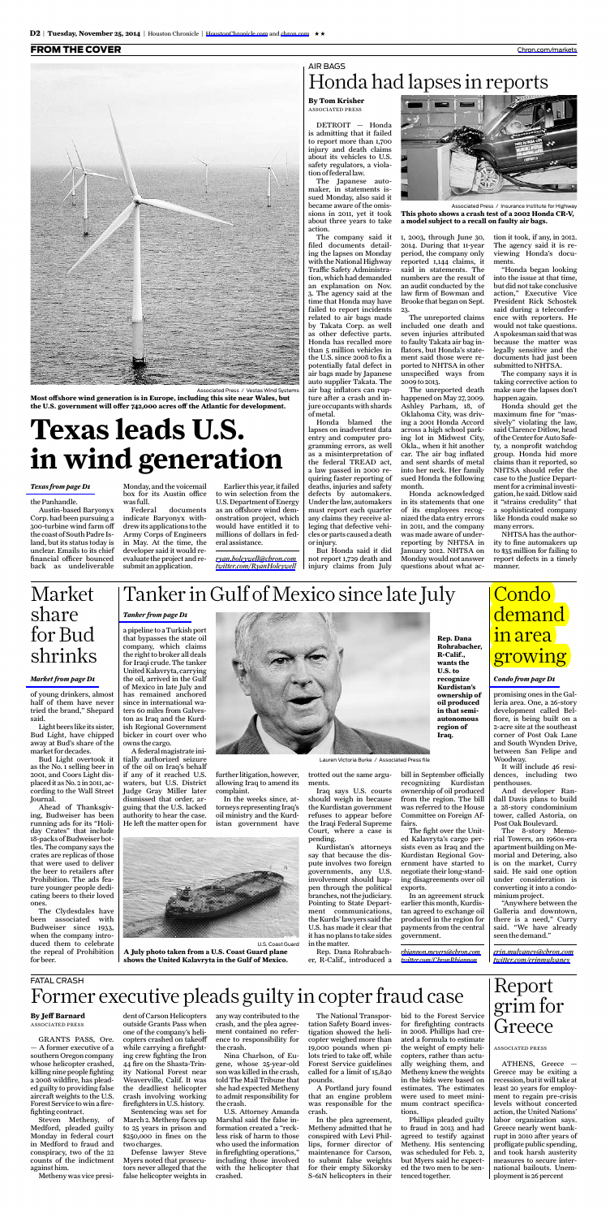FROM THE COVER

Most offshore wind generation is in Europe, including this site near Wales, but the U.S. government will offer 742,000 acres off the Atlantic for development.

Associated Press / Vestas Wind Systems

# Texas leads U.S. in wind generation

*Texas from page D1*

the Panhandle.

Austin-based Baryonyx Corp. had been pursuing a 300-turbine wind farm off the coast of South Padre Island, but its status today is unclear. Emails to its chief financial officer bounced back as undeliverable Monday, and the voicemail box for its Austin office was full.

Federal documents indicate Baryonyx withdrew its applications to the Army Corps of Engineers in May. At the time, the developer said it would re-evaluate the project and re-submit an application.

Earlier this year, it failed to win selection from the U.S. Department of Energy as an offshore wind demonstration project, which would have entitled it to millions of dollars in federal assistance.

*ryan.holeywell@chron.com*
*twitter.com/RyanHoleywell*

AIR BAGS

# Honda had lapses in reports

**By Tom Krisher**
ASSOCIATED PRESS

DETROIT — Honda is admitting that it failed to report more than 1,700 injury and death claims about its vehicles to U.S. safety regulators, a violation of federal law.

The Japanese automaker, in statements issued Monday, also said it became aware of the omissions in 2011, yet it took about three years to take action.

The company said it filed documents detailing the lapses on Monday with the National Highway Traffic Safety Administration, which had demanded an explanation on Nov. 3. The agency said at the time that Honda may have failed to report incidents related to air bags made by Takata Corp. as well as other defective parts. Honda has recalled more than 5 million vehicles in the U.S. since 2008 to fix a potentially fatal defect in air bags made by Japanese auto supplier Takata. The air bag inflators can rupture after a crash and injure occupants with shards of metal.

Honda blamed the lapses on inadvertent data entry and computer programming errors, as well as a misinterpretation of the federal TREAD act, a law passed in 2000 requiring faster reporting of deaths, injuries and safety defects by automakers. Under the law, automakers must report each quarter any claims they receive alleging that defective vehicles or parts caused a death or injury.

But Honda said it did not report 1,729 death and injury claims from July 1, 2003, through June 30, 2014. During that 11-year period, the company only reported 1,144 claims, it said in statements. The numbers are the result of an audit conducted by the law firm of Bowman and Brooke that began on Sept. 23.

The unreported claims included one death and seven injuries attributed to faulty Takata air bag inflators, but Honda's statement said those were reported to NHTSA in other unspecified ways from 2009 to 2013.

The unreported death happened on May 27, 2009. Ashley Parham, 18, of Oklahoma City, was driving a 2001 Honda Accord across a high school parking lot in Midwest City, Okla., when it hit another car. The air bag inflated and sent shards of metal into her neck. Her family sued Honda the following month.

Honda acknowledged in its statements that one of its employees recognized the data entry errors in 2011, and the company was made aware of underreporting by NHTSA in January 2012. NHTSA on Monday would not answer questions about what action it took, if any, in 2012. The agency said it is reviewing Honda's documents.

"Honda began looking into the issue at that time, but did not take conclusive action," Executive Vice President Rick Schostek said during a teleconference with reporters. He would not take questions. A spokesman said that was because the matter was legally sensitive and the documents had just been submitted to NHTSA.

The company says it is taking corrective action to make sure the lapses don't happen again.

Honda should get the maximum fine for "massively" violating the law, said Clarence Ditlow, head of the Center for Auto Safety, a nonprofit watchdog group. Honda hid more claims than it reported, so NHTSA should refer the case to the Justice Department for a criminal investigation, he said. Ditlow said it "strains credulity" that a sophisticated company like Honda could make so many errors.

NHTSA has the authority to fine automakers up to $35 million for failing to report defects in a timely manner.

Associated Press / Insurance Institute for Highway
**This photo shows a crash test of a 2002 Honda CR-V, a model subject to a recall on faulty air bags.**

# Market share for Bud shrinks

*Market from page D1*

of young drinkers, almost half of them have never tried the brand," Shepard said.

Light beers like its sister, Bud Light, have chipped away at Bud's share of the market for decades.

Bud Light overtook it as the No. 1 selling beer in 2001, and Coors Light displaced it as No. 2 in 2011, according to the Wall Street Journal.

Ahead of Thanksgiving, Budweiser has been running ads for its "Holiday Crates" that include 18-packs of Budweiser bottles. The company says the crates are replicas of those that were used to deliver the beer to retailers after Prohibition. The ads feature younger people dedicating beers to their loved ones.

The Clydesdales have been associated with Budweiser since 1933, when the company introduced them to celebrate the repeal of Prohibition for beer.

# Tanker in Gulf of Mexico since late July

*Tanker from page D1*

a pipeline to a Turkish port that bypasses the state oil company, which claims the right to broker all deals for Iraqi crude. The tanker United Kalavryta, carrying the oil, arrived in the Gulf of Mexico in late July and has remained anchored since in international waters 60 miles from Galveston as Iraq and the Kurdish Regional Government bicker in court over who owns the cargo.

A federal magistrate initially authorized seizure of the oil on Iraq's behalf if any of it reached U.S. waters, but U.S. District Judge Gray Miller later dismissed that order, arguing that the U.S. lacked authority to hear the case. He left the matter open for further litigation, however, allowing Iraq to amend its complaint.

In the weeks since, attorneys representing Iraq's oil ministry and the Kurdistan government have trotted out the same arguments.

Iraq says U.S. courts should weigh in because the Kurdistan government refuses to appear before the Iraqi Federal Supreme Court, where a case is pending.

Kurdistan's attorneys say that because the dispute involves two foreign governments, any U.S. involvement should happen through the political branches, not the judiciary. Pointing to State Department communications, the Kurds' lawyers said the U.S. has made it clear that it has no plans to take sides in the matter.

Rep. Dana Rohrabacher, R-Calif., introduced a bill in September officially recognizing Kurdistan ownership of oil produced from the region. The bill was referred to the House Committee on Foreign Affairs.

The fight over the United Kalavryta's cargo persists even as Iraq and the Kurdistan Regional Government have started to negotiate their long-standing disagreements over oil exports.

In an agreement struck earlier this month, Kurdistan agreed to exchange oil produced in the region for payments from the central government.

*rhiannon.meyers@chron.com*
*twitter.com/ChronRhiannon*

Lauren Victoria Burke / Associated Press file
**Rep. Dana Rohrabacher, R-Calif., wants the U.S. to recognize Kurdistan's ownership of oil produced in that semi-autonomous region of Iraq.**

U.S. Coast Guard
**A July photo taken from a U.S. Coast Guard plane shows the United Kalavryta in the Gulf of Mexico.**

# Condo demand in area growing

*Condo from page D1*

promising ones in the Galleria area. One, a 26-story development called Belfiore, is being built on a 2-acre site at the southeast corner of Post Oak Lane and South Wynden Drive, between San Felipe and Woodway.

It will include 46 residences, including two penthouses.

And developer Randall Davis plans to build a 28-story condominium tower, called Astoria, on Post Oak Boulevard.

The 8-story Memorial Towers, an 1960s-era apartment building on Memorial and Deterring, also is on the market, Curry said. He said one option under consideration is converting it into a condominium project.

"Anywhere between the Galleria and downtown, there is a need," Curry said. "We have already seen the demand."

*erin.mulvaney@chron.com*
*twitter.com/erinmulvaney*

FATAL CRASH

# Former executive pleads guilty in copter fraud case

**By Jeff Barnard**
ASSOCIATED PRESS

GRANTS PASS, Ore. — A former executive of a southern Oregon company whose helicopter crashed, killing nine people fighting a 2008 wildfire, has pleaded guilty to providing false aircraft weights to the U.S. Forest Service to win a firefighting contract.

Steven Metheny, of Medford, pleaded guilty Monday in federal court in Medford to fraud and conspiracy, two of the 22 counts of the indictment against him.

Metheny was vice president of Carson Helicopters outside Grants Pass when one of the company's helicopters crashed on takeoff while carrying a firefighting crew fighting the Iron 44 fire on the Shasta-Trinity National Forest near Weaverville, Calif. It was the deadliest helicopter crash involving working firefighters in U.S. history.

Sentencing was set for March 2. Metheny faces up to 25 years in prison and $250,000 in fines on the two charges.

Defense lawyer Steve Myers noted that prosecutors never alleged that the false helicopter weights in any way contributed to the crash, and the plea agreement contained no reference to responsibility for the crash.

Nina Charlson, of Eugene, whose 25-year-old son was killed in the crash, told The Mail Tribune that she had expected Metheny to admit responsibility for the crash.

U.S. Attorney Amanda Marshal said the false information created a "reckless risk of harm to those who used the information in firefighting operations," including those involved with the helicopter that crashed.

The National Transportation Safety Board investigation showed the helicopter weighed more than 19,000 pounds when pilots tried to take off, while Forest Service guidelines called for a limit of 15,840 pounds.

A Portland jury found that an engine problem was responsible for the crash.

In the plea agreement, Metheny admitted that he conspired with Levi Phillips, former director of maintenance for Carson, to submit false weights for their empty Sikorsky S-61N helicopters in their bid to the Forest Service for firefighting contracts in 2008. Phillips had created a formula to estimate the weight of empty helicopters, rather than actually weighing them, and Metheny knew the weights in the bids were based on estimates. The estimates were used to meet minimum contract specifications.

Phillips pleaded guilty to fraud in 2013 and had agreed to testify against Metheny. His sentencing was scheduled for Feb. 2, but Myers said he expected the two men to be sentenced together.

# Report grim for Greece

ASSOCIATED PRESS

ATHENS, Greece — Greece may be exiting a recession, but it will take at least 20 years for employment to regain pre-crisis levels without concerted action, the United Nations' labor organization says. Greece nearly went bankrupt in 2010 after years of profligate public spending, and took harsh austerity measures to secure international bailouts. Unemployment is 26 percent